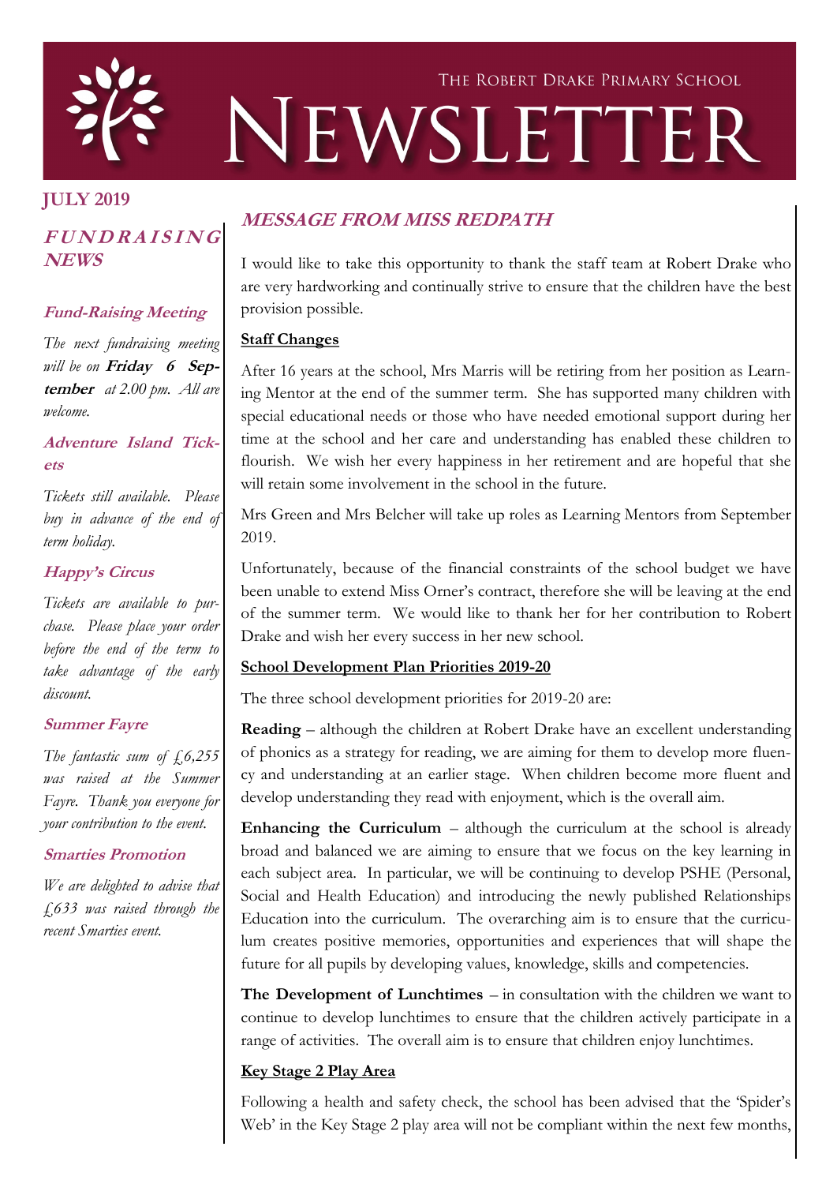The Robert Drake Primary School

# Newsletter

**JULY 2019**

## FUNDRAISING NEWS

### Fund-Raising Meeting

*The next fundraising meeting will be on* ***Friday 6 September*** *at 2.00 pm. All are welcome.*

### Adventure Island Tickets

*Tickets still available. Please buy in advance of the end of term holiday.*

### Happy's Circus

*Tickets are available to purchase. Please place your order before the end of the term to take advantage of the early discount.*

### Summer Fayre

*The fantastic sum of £6,255 was raised at the Summer Fayre. Thank you everyone for your contribution to the event.*

### Smarties Promotion

*We are delighted to advise that £633 was raised through the recent Smarties event.*

## MESSAGE FROM MISS REDPATH

I would like to take this opportunity to thank the staff team at Robert Drake who are very hardworking and continually strive to ensure that the children have the best provision possible.

**Staff Changes**

After 16 years at the school, Mrs Marris will be retiring from her position as Learning Mentor at the end of the summer term. She has supported many children with special educational needs or those who have needed emotional support during her time at the school and her care and understanding has enabled these children to flourish. We wish her every happiness in her retirement and are hopeful that she will retain some involvement in the school in the future.

Mrs Green and Mrs Belcher will take up roles as Learning Mentors from September 2019.

Unfortunately, because of the financial constraints of the school budget we have been unable to extend Miss Orner's contract, therefore she will be leaving at the end of the summer term. We would like to thank her for her contribution to Robert Drake and wish her every success in her new school.

**School Development Plan Priorities 2019-20**

The three school development priorities for 2019-20 are:

**Reading** – although the children at Robert Drake have an excellent understanding of phonics as a strategy for reading, we are aiming for them to develop more fluency and understanding at an earlier stage. When children become more fluent and develop understanding they read with enjoyment, which is the overall aim.

**Enhancing the Curriculum** – although the curriculum at the school is already broad and balanced we are aiming to ensure that we focus on the key learning in each subject area. In particular, we will be continuing to develop PSHE (Personal, Social and Health Education) and introducing the newly published Relationships Education into the curriculum. The overarching aim is to ensure that the curriculum creates positive memories, opportunities and experiences that will shape the future for all pupils by developing values, knowledge, skills and competencies.

**The Development of Lunchtimes** – in consultation with the children we want to continue to develop lunchtimes to ensure that the children actively participate in a range of activities. The overall aim is to ensure that children enjoy lunchtimes.

**Key Stage 2 Play Area**

Following a health and safety check, the school has been advised that the 'Spider's Web' in the Key Stage 2 play area will not be compliant within the next few months,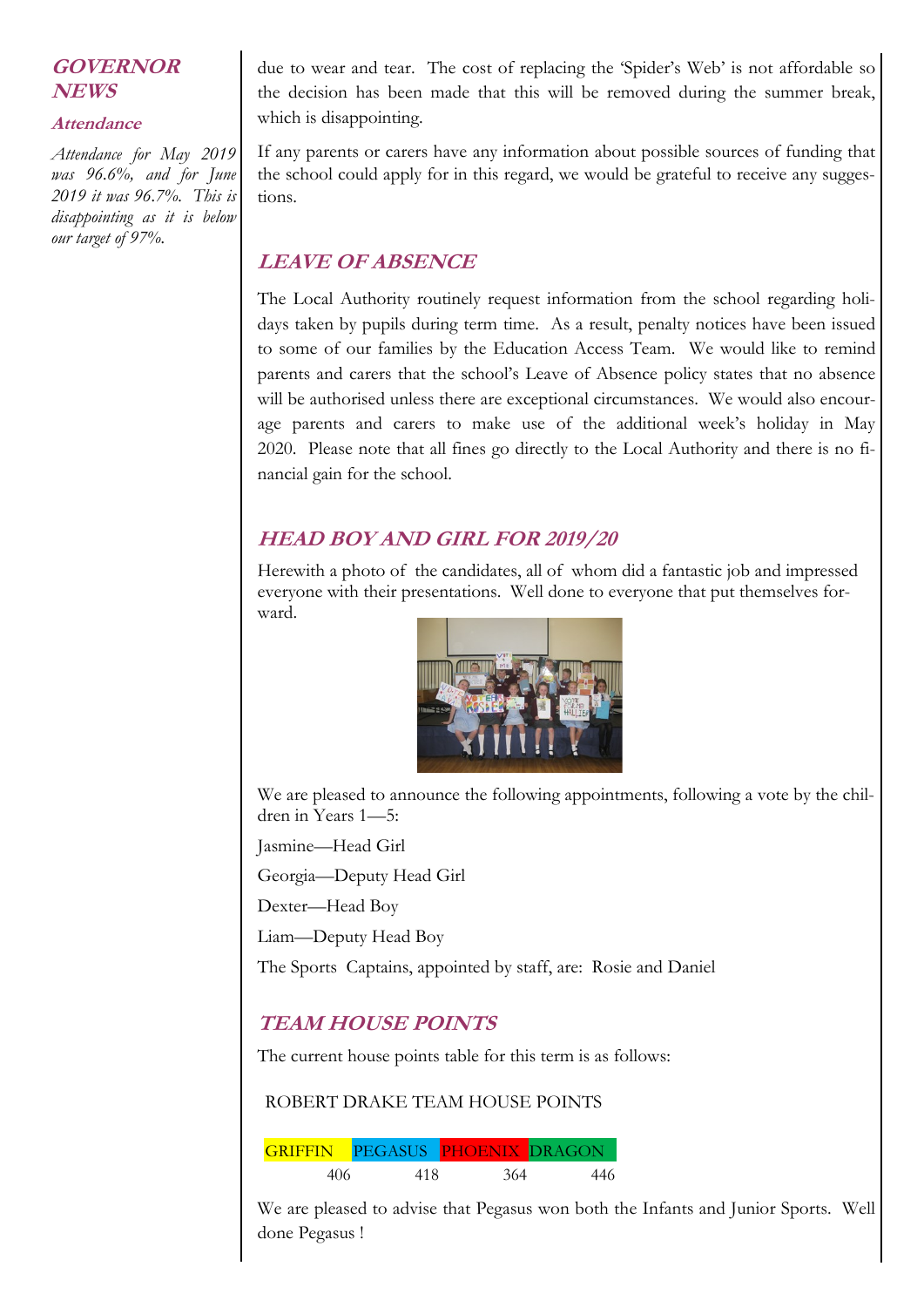## GOVERNOR NEWS

### Attendance

*Attendance for May 2019 was 96.6%, and for June 2019 it was 96.7%. This is disappointing as it is below our target of 97%.*

due to wear and tear. The cost of replacing the 'Spider's Web' is not affordable so the decision has been made that this will be removed during the summer break, which is disappointing.

If any parents or carers have any information about possible sources of funding that the school could apply for in this regard, we would be grateful to receive any suggestions.

## LEAVE OF ABSENCE

The Local Authority routinely request information from the school regarding holidays taken by pupils during term time. As a result, penalty notices have been issued to some of our families by the Education Access Team. We would like to remind parents and carers that the school's Leave of Absence policy states that no absence will be authorised unless there are exceptional circumstances. We would also encourage parents and carers to make use of the additional week's holiday in May 2020. Please note that all fines go directly to the Local Authority and there is no financial gain for the school.

## HEAD BOY AND GIRL FOR 2019/20

Herewith a photo of the candidates, all of whom did a fantastic job and impressed everyone with their presentations. Well done to everyone that put themselves forward.

We are pleased to announce the following appointments, following a vote by the children in Years 1—5:

Jasmine—Head Girl

Georgia—Deputy Head Girl

Dexter—Head Boy

Liam—Deputy Head Boy

The Sports Captains, appointed by staff, are: Rosie and Daniel

## TEAM HOUSE POINTS

The current house points table for this term is as follows:

ROBERT DRAKE TEAM HOUSE POINTS

| GRIFFIN | PEGASUS | PHOENIX | DRAGON |
|---|---|---|---|
| 406 | 418 | 364 | 446 |

We are pleased to advise that Pegasus won both the Infants and Junior Sports. Well done Pegasus !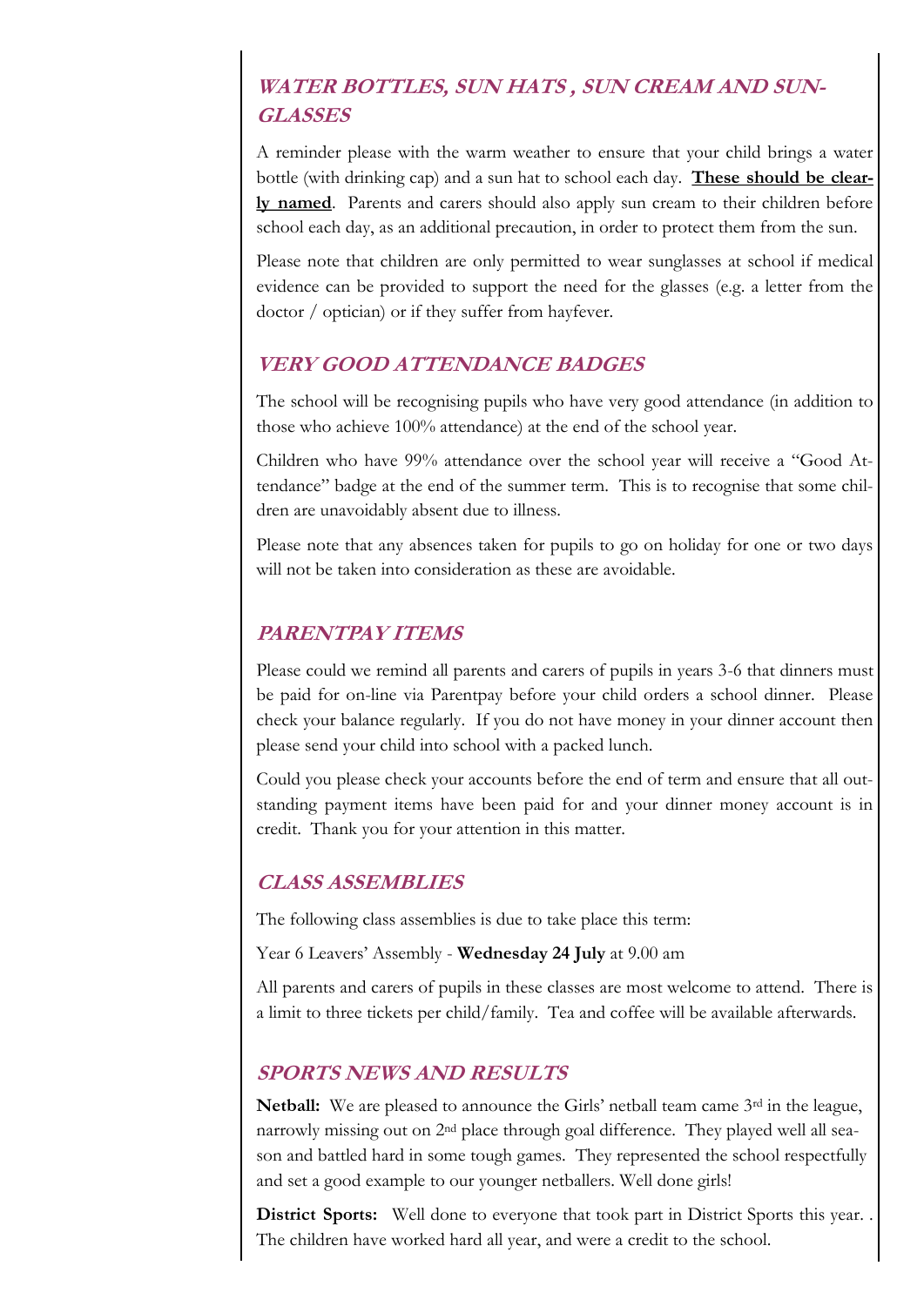## WATER BOTTLES, SUN HATS , SUN CREAM AND SUNGLASSES

A reminder please with the warm weather to ensure that your child brings a water bottle (with drinking cap) and a sun hat to school each day. **These should be clearly named**. Parents and carers should also apply sun cream to their children before school each day, as an additional precaution, in order to protect them from the sun.

Please note that children are only permitted to wear sunglasses at school if medical evidence can be provided to support the need for the glasses (e.g. a letter from the doctor / optician) or if they suffer from hayfever.

## VERY GOOD ATTENDANCE BADGES

The school will be recognising pupils who have very good attendance (in addition to those who achieve 100% attendance) at the end of the school year.

Children who have 99% attendance over the school year will receive a "Good Attendance" badge at the end of the summer term. This is to recognise that some children are unavoidably absent due to illness.

Please note that any absences taken for pupils to go on holiday for one or two days will not be taken into consideration as these are avoidable.

## PARENTPAY ITEMS

Please could we remind all parents and carers of pupils in years 3-6 that dinners must be paid for on-line via Parentpay before your child orders a school dinner. Please check your balance regularly. If you do not have money in your dinner account then please send your child into school with a packed lunch.

Could you please check your accounts before the end of term and ensure that all outstanding payment items have been paid for and your dinner money account is in credit. Thank you for your attention in this matter.

## CLASS ASSEMBLIES

The following class assemblies is due to take place this term:

Year 6 Leavers' Assembly - **Wednesday 24 July** at 9.00 am

All parents and carers of pupils in these classes are most welcome to attend. There is a limit to three tickets per child/family. Tea and coffee will be available afterwards.

## SPORTS NEWS AND RESULTS

**Netball:** We are pleased to announce the Girls' netball team came 3rd in the league, narrowly missing out on 2nd place through goal difference. They played well all season and battled hard in some tough games. They represented the school respectfully and set a good example to our younger netballers. Well done girls!

**District Sports:** Well done to everyone that took part in District Sports this year. . The children have worked hard all year, and were a credit to the school.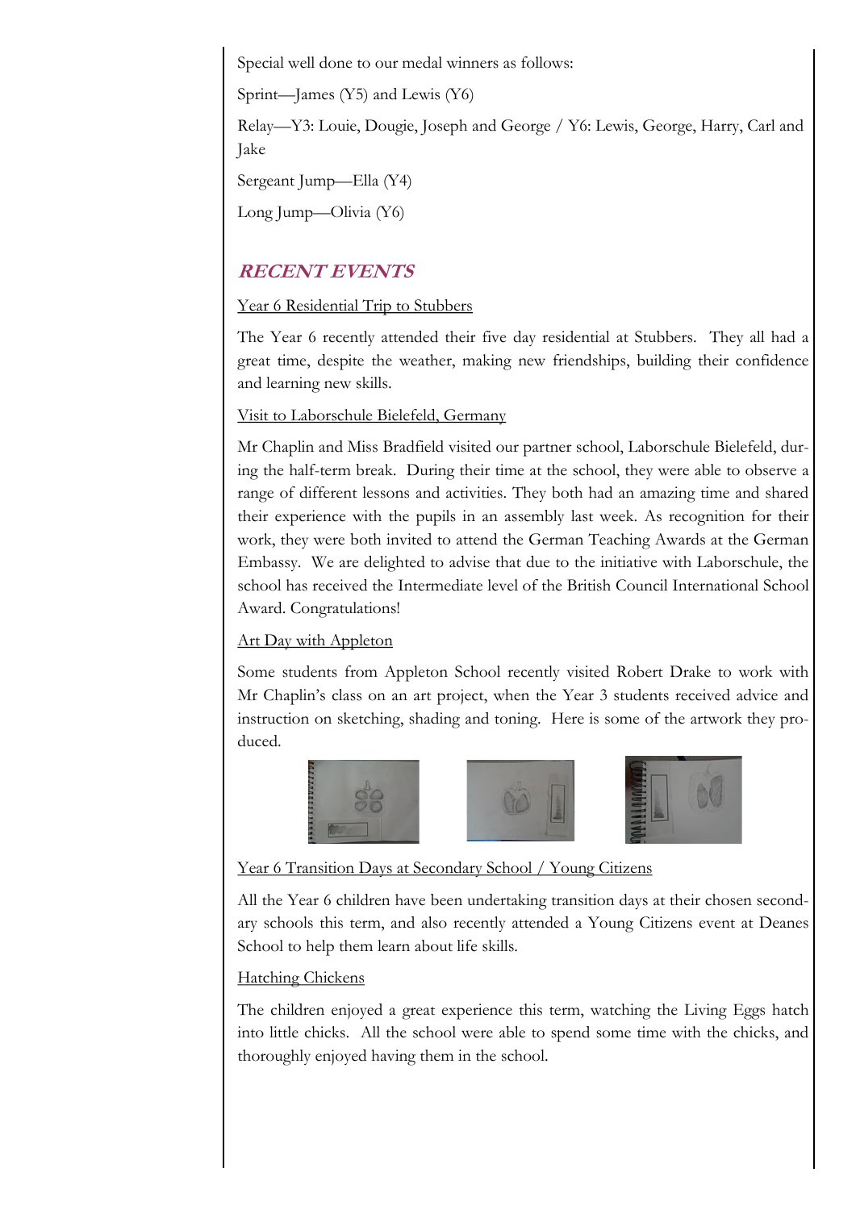Special well done to our medal winners as follows:

Sprint—James (Y5) and Lewis (Y6)

Relay—Y3: Louie, Dougie, Joseph and George / Y6: Lewis, George, Harry, Carl and Jake

Sergeant Jump—Ella (Y4)

Long Jump—Olivia (Y6)

## RECENT EVENTS

Year 6 Residential Trip to Stubbers

The Year 6 recently attended their five day residential at Stubbers. They all had a great time, despite the weather, making new friendships, building their confidence and learning new skills.

Visit to Laborschule Bielefeld, Germany

Mr Chaplin and Miss Bradfield visited our partner school, Laborschule Bielefeld, during the half-term break. During their time at the school, they were able to observe a range of different lessons and activities. They both had an amazing time and shared their experience with the pupils in an assembly last week. As recognition for their work, they were both invited to attend the German Teaching Awards at the German Embassy. We are delighted to advise that due to the initiative with Laborschule, the school has received the Intermediate level of the British Council International School Award. Congratulations!

Art Day with Appleton

Some students from Appleton School recently visited Robert Drake to work with Mr Chaplin's class on an art project, when the Year 3 students received advice and instruction on sketching, shading and toning. Here is some of the artwork they produced.

Year 6 Transition Days at Secondary School / Young Citizens

All the Year 6 children have been undertaking transition days at their chosen secondary schools this term, and also recently attended a Young Citizens event at Deanes School to help them learn about life skills.

Hatching Chickens

The children enjoyed a great experience this term, watching the Living Eggs hatch into little chicks. All the school were able to spend some time with the chicks, and thoroughly enjoyed having them in the school.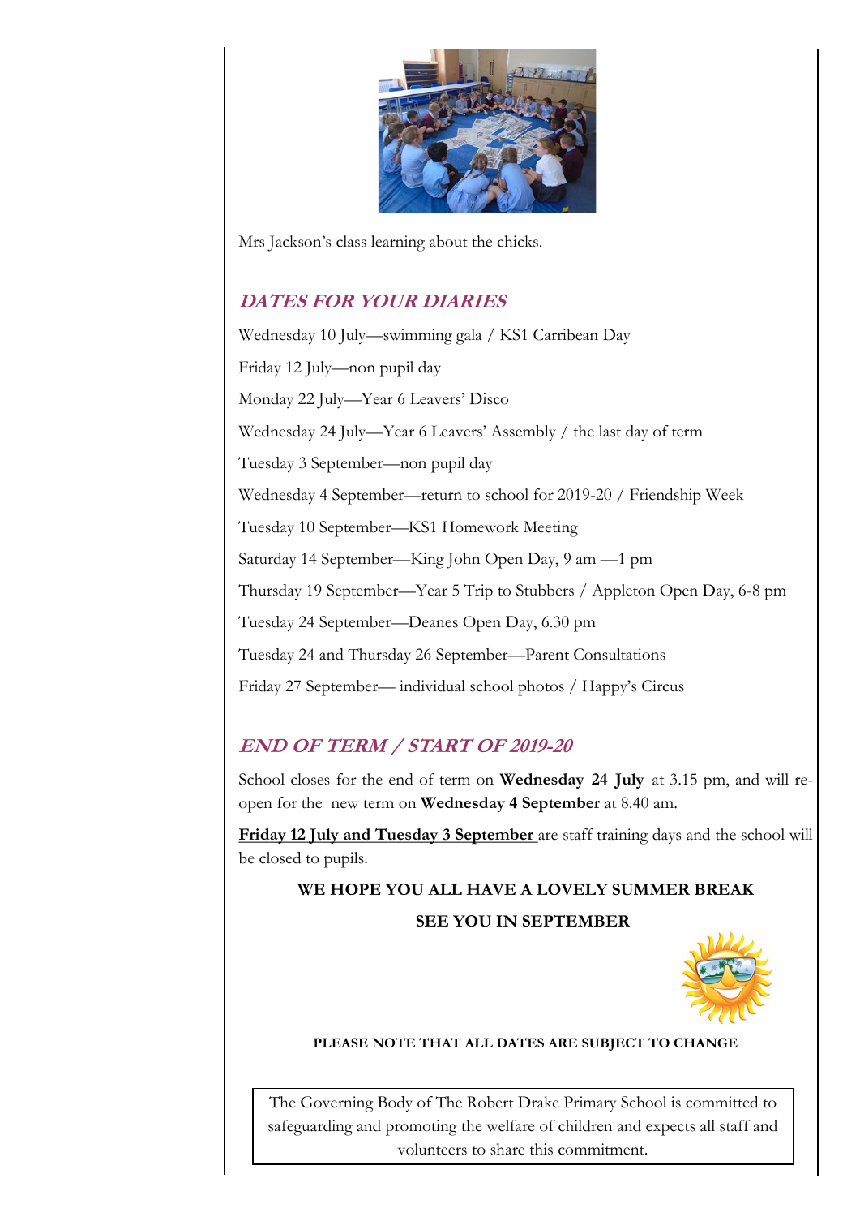Mrs Jackson's class learning about the chicks.

## DATES FOR YOUR DIARIES

Wednesday 10 July—swimming gala / KS1 Carribean Day

Friday 12 July—non pupil day

Monday 22 July—Year 6 Leavers' Disco

Wednesday 24 July—Year 6 Leavers' Assembly / the last day of term

Tuesday 3 September—non pupil day

Wednesday 4 September—return to school for 2019-20 / Friendship Week

Tuesday 10 September—KS1 Homework Meeting

Saturday 14 September—King John Open Day, 9 am —1 pm

Thursday 19 September—Year 5 Trip to Stubbers / Appleton Open Day, 6-8 pm

Tuesday 24 September—Deanes Open Day, 6.30 pm

Tuesday 24 and Thursday 26 September—Parent Consultations

Friday 27 September— individual school photos / Happy's Circus

## END OF TERM / START OF 2019-20

School closes for the end of term on **Wednesday 24 July** at 3.15 pm, and will re-open for the new term on **Wednesday 4 September** at 8.40 am.

**Friday 12 July and Tuesday 3 September** are staff training days and the school will be closed to pupils.

**WE HOPE YOU ALL HAVE A LOVELY SUMMER BREAK**

**SEE YOU IN SEPTEMBER**

**PLEASE NOTE THAT ALL DATES ARE SUBJECT TO CHANGE**

The Governing Body of The Robert Drake Primary School is committed to safeguarding and promoting the welfare of children and expects all staff and volunteers to share this commitment.